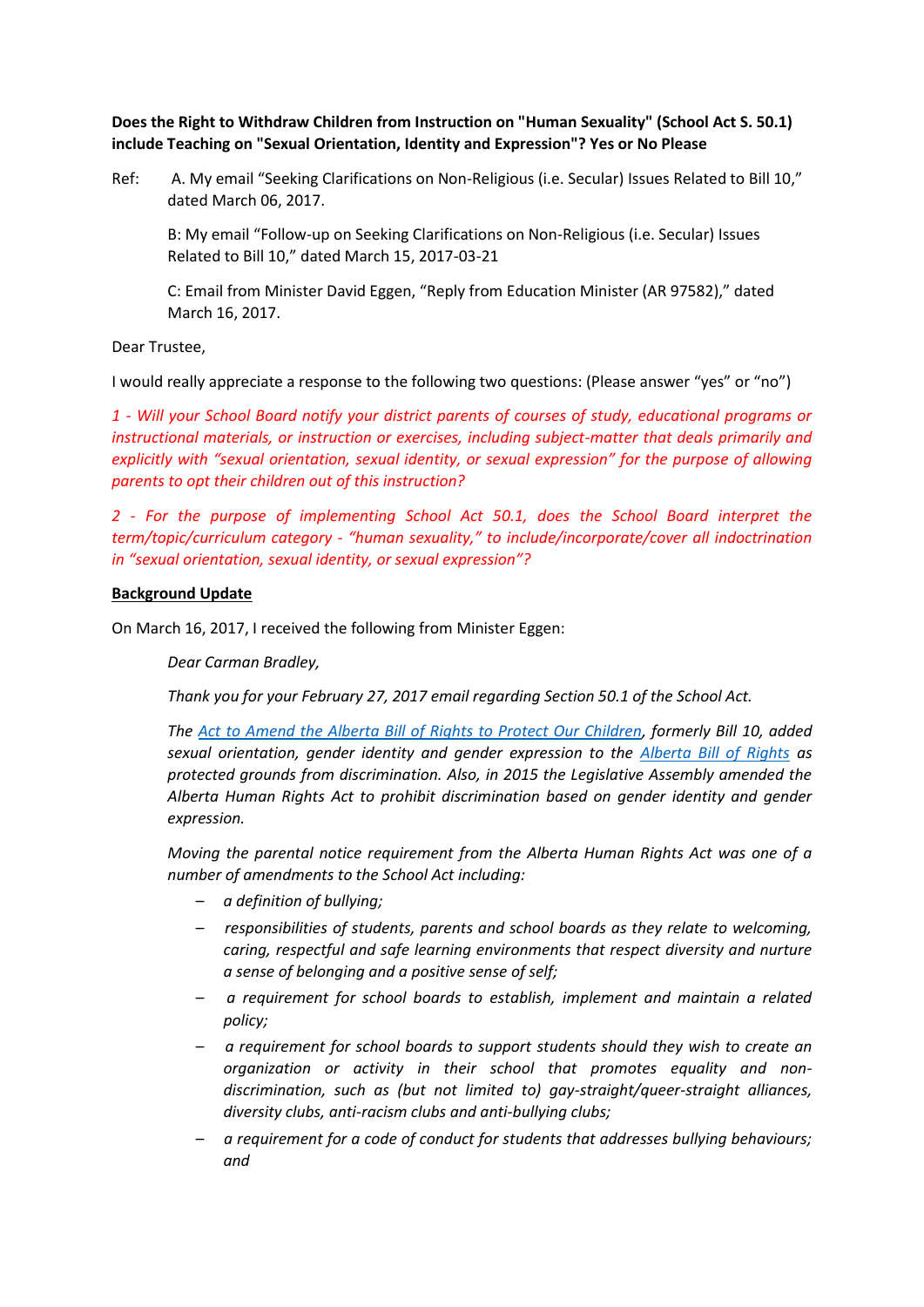**Does the Right to Withdraw Children from Instruction on "Human Sexuality" (School Act S. 50.1) include Teaching on "Sexual Orientation, Identity and Expression"? Yes or No Please**

Ref: A. My email "Seeking Clarifications on Non-Religious (i.e. Secular) Issues Related to Bill 10," dated March 06, 2017.

B: My email "Follow-up on Seeking Clarifications on Non-Religious (i.e. Secular) Issues Related to Bill 10," dated March 15, 2017-03-21

C: Email from Minister David Eggen, "Reply from Education Minister (AR 97582)," dated March 16, 2017.

Dear Trustee,

I would really appreciate a response to the following two questions: (Please answer "yes" or "no")

*1 - Will your School Board notify your district parents of courses of study, educational programs or instructional materials, or instruction or exercises, including subject-matter that deals primarily and explicitly with "sexual orientation, sexual identity, or sexual expression" for the purpose of allowing parents to opt their children out of this instruction?*

*2 - For the purpose of implementing School Act 50.1, does the School Board interpret the term/topic/curriculum category - "human sexuality," to include/incorporate/cover all indoctrination in "sexual orientation, sexual identity, or sexual expression"?*

**Background Update**

On March 16, 2017, I received the following from Minister Eggen:

*Dear Carman Bradley,*

*Thank you for your February 27, 2017 email regarding Section 50.1 of the School Act.*

*The Act to Amend the Alberta Bill of Rights to Protect Our Children, formerly Bill 10, added sexual orientation, gender identity and gender expression to the Alberta Bill of Rights as protected grounds from discrimination. Also, in 2015 the Legislative Assembly amended the Alberta Human Rights Act to prohibit discrimination based on gender identity and gender expression.*

*Moving the parental notice requirement from the Alberta Human Rights Act was one of a number of amendments to the School Act including:*

- *a definition of bullying;*
- *responsibilities of students, parents and school boards as they relate to welcoming, caring, respectful and safe learning environments that respect diversity and nurture a sense of belonging and a positive sense of self;*
- *a requirement for school boards to establish, implement and maintain a related policy;*
- *a requirement for school boards to support students should they wish to create an organization or activity in their school that promotes equality and non-discrimination, such as (but not limited to) gay-straight/queer-straight alliances, diversity clubs, anti-racism clubs and anti-bullying clubs;*
- *a requirement for a code of conduct for students that addresses bullying behaviours; and*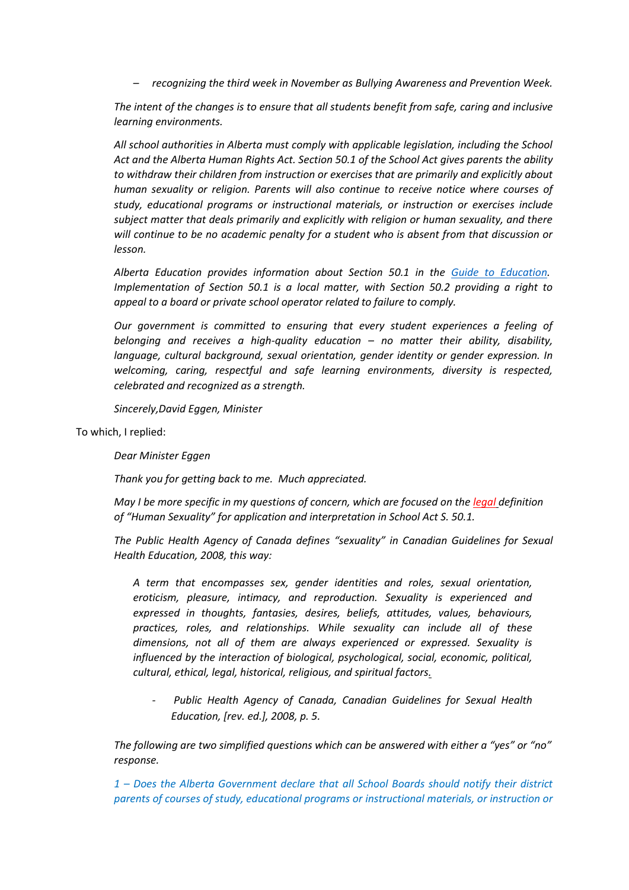– *recognizing the third week in November as Bullying Awareness and Prevention Week.*

> *The intent of the changes is to ensure that all students benefit from safe, caring and inclusive learning environments.*
>
> *All school authorities in Alberta must comply with applicable legislation, including the School Act and the Alberta Human Rights Act. Section 50.1 of the School Act gives parents the ability to withdraw their children from instruction or exercises that are primarily and explicitly about human sexuality or religion. Parents will also continue to receive notice where courses of study, educational programs or instructional materials, or instruction or exercises include subject matter that deals primarily and explicitly with religion or human sexuality, and there will continue to be no academic penalty for a student who is absent from that discussion or lesson.*
>
> *Alberta Education provides information about Section 50.1 in the [Guide to Education](). Implementation of Section 50.1 is a local matter, with Section 50.2 providing a right to appeal to a board or private school operator related to failure to comply.*
>
> *Our government is committed to ensuring that every student experiences a feeling of belonging and receives a high-quality education – no matter their ability, disability, language, cultural background, sexual orientation, gender identity or gender expression. In welcoming, caring, respectful and safe learning environments, diversity is respected, celebrated and recognized as a strength.*
>
> *Sincerely,David Eggen, Minister*

To which, I replied:

> *Dear Minister Eggen*
>
> *Thank you for getting back to me. Much appreciated.*
>
> *May I be more specific in my questions of concern, which are focused on the legal definition of "Human Sexuality" for application and interpretation in School Act S. 50.1.*
>
> *The Public Health Agency of Canada defines "sexuality" in Canadian Guidelines for Sexual Health Education, 2008, this way:*
>
> > *A term that encompasses sex, gender identities and roles, sexual orientation, eroticism, pleasure, intimacy, and reproduction. Sexuality is experienced and expressed in thoughts, fantasies, desires, beliefs, attitudes, values, behaviours, practices, roles, and relationships. While sexuality can include all of these dimensions, not all of them are always experienced or expressed. Sexuality is influenced by the interaction of biological, psychological, social, economic, political, cultural, ethical, legal, historical, religious, and spiritual factors.*
> >
> > - *Public Health Agency of Canada, Canadian Guidelines for Sexual Health Education, [rev. ed.], 2008, p. 5.*
>
> *The following are two simplified questions which can be answered with either a "yes" or "no" response.*
>
> *1 – Does the Alberta Government declare that all School Boards should notify their district parents of courses of study, educational programs or instructional materials, or instruction or*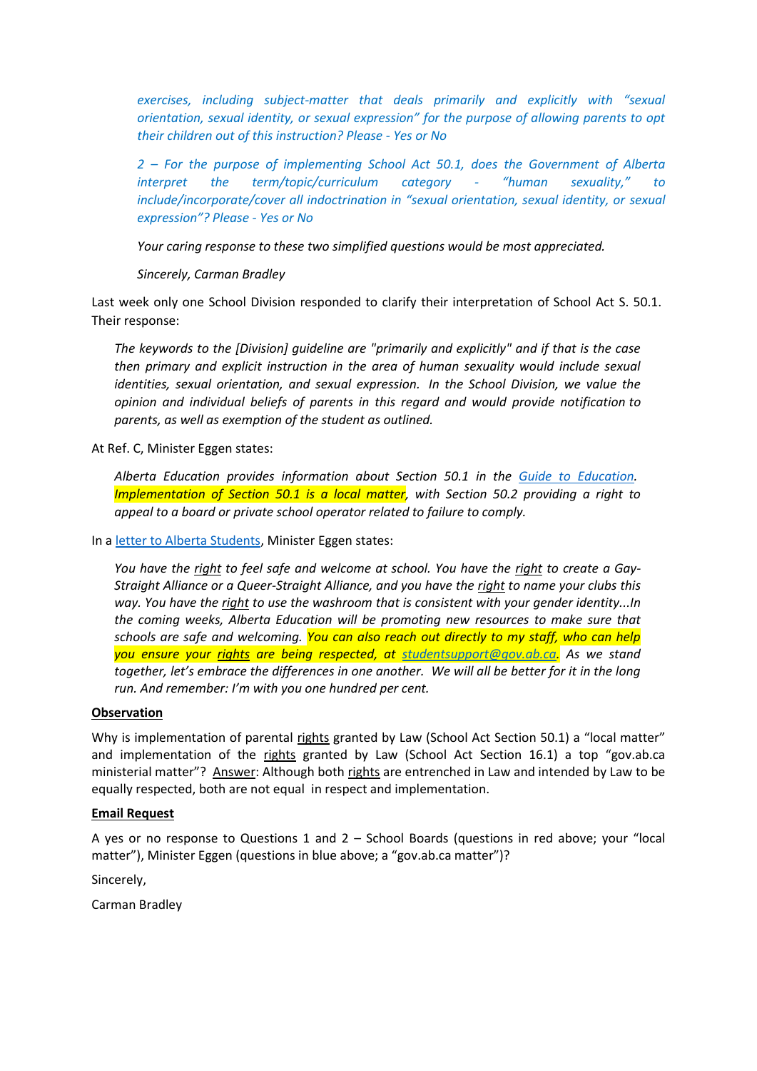*exercises, including subject-matter that deals primarily and explicitly with "sexual orientation, sexual identity, or sexual expression" for the purpose of allowing parents to opt their children out of this instruction? Please - Yes or No*

*2 – For the purpose of implementing School Act 50.1, does the Government of Alberta interpret the term/topic/curriculum category - "human sexuality," to include/incorporate/cover all indoctrination in "sexual orientation, sexual identity, or sexual expression"? Please - Yes or No*

*Your caring response to these two simplified questions would be most appreciated.*

*Sincerely, Carman Bradley*

Last week only one School Division responded to clarify their interpretation of School Act S. 50.1. Their response:

> *The keywords to the [Division] guideline are "primarily and explicitly" and if that is the case then primary and explicit instruction in the area of human sexuality would include sexual identities, sexual orientation, and sexual expression. In the School Division, we value the opinion and individual beliefs of parents in this regard and would provide notification to parents, as well as exemption of the student as outlined.*

At Ref. C, Minister Eggen states:

> *Alberta Education provides information about Section 50.1 in the Guide to Education. Implementation of Section 50.1 is a local matter, with Section 50.2 providing a right to appeal to a board or private school operator related to failure to comply.*

In a letter to Alberta Students, Minister Eggen states:

> *You have the right to feel safe and welcome at school. You have the right to create a Gay-Straight Alliance or a Queer-Straight Alliance, and you have the right to name your clubs this way. You have the right to use the washroom that is consistent with your gender identity...In the coming weeks, Alberta Education will be promoting new resources to make sure that schools are safe and welcoming. You can also reach out directly to my staff, who can help you ensure your rights are being respected, at studentsupport@gov.ab.ca. As we stand together, let's embrace the differences in one another. We will all be better for it in the long run. And remember: I'm with you one hundred per cent.*

**Observation**

Why is implementation of parental rights granted by Law (School Act Section 50.1) a "local matter" and implementation of the rights granted by Law (School Act Section 16.1) a top "gov.ab.ca ministerial matter"? Answer: Although both rights are entrenched in Law and intended by Law to be equally respected, both are not equal in respect and implementation.

**Email Request**

A yes or no response to Questions 1 and 2 – School Boards (questions in red above; your "local matter"), Minister Eggen (questions in blue above; a "gov.ab.ca matter")?

Sincerely,

Carman Bradley